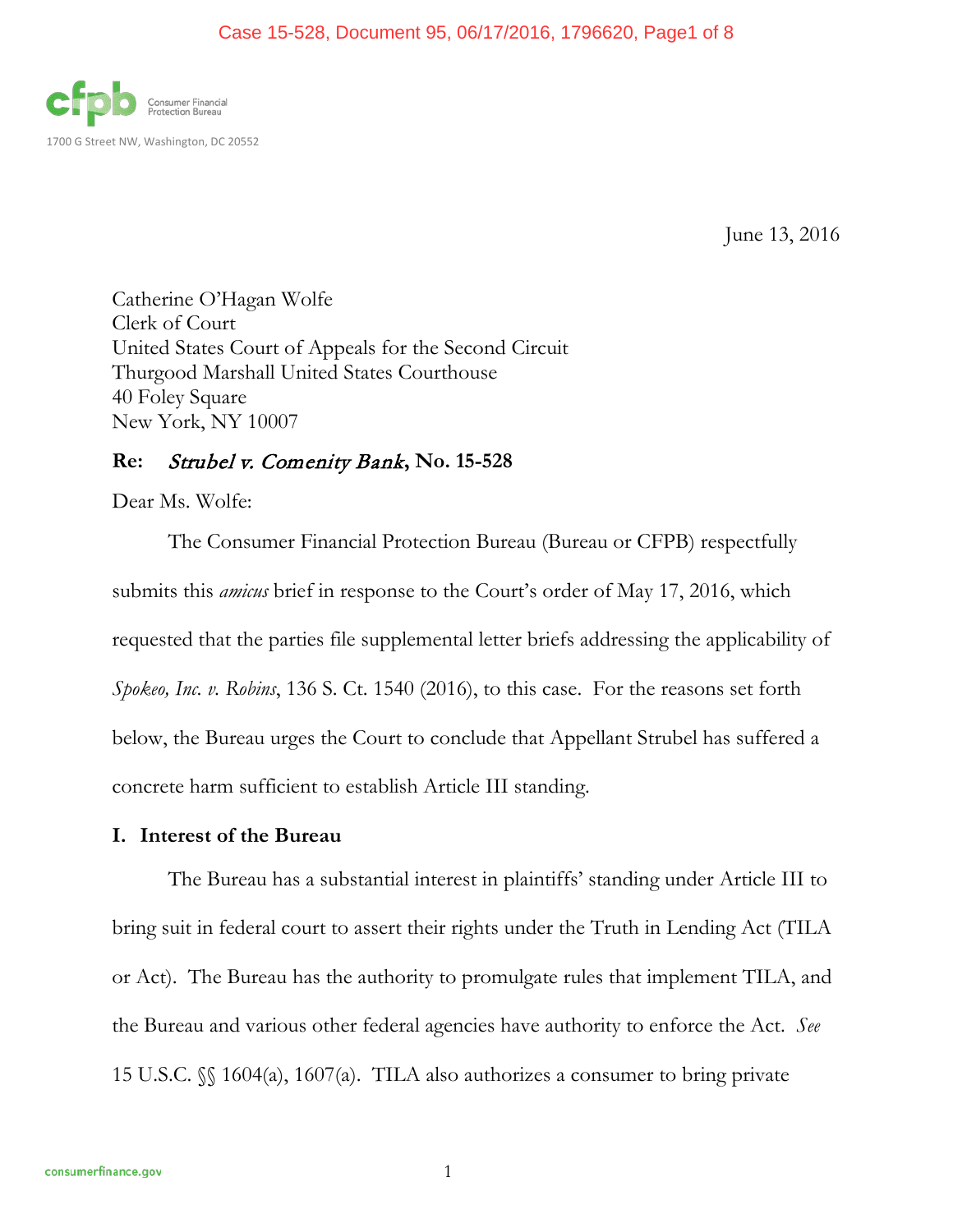Consumer Financial Protection Bureau

1700 G Street NW, Washington, DC 20552

June 13, 2016

Catherine O'Hagan Wolfe
Clerk of Court
United States Court of Appeals for the Second Circuit
Thurgood Marshall United States Courthouse
40 Foley Square
New York, NY 10007

**Re:** ***Strubel v. Comenity Bank*, No. 15-528**

Dear Ms. Wolfe:

The Consumer Financial Protection Bureau (Bureau or CFPB) respectfully submits this *amicus* brief in response to the Court's order of May 17, 2016, which requested that the parties file supplemental letter briefs addressing the applicability of *Spokeo, Inc. v. Robins*, 136 S. Ct. 1540 (2016), to this case. For the reasons set forth below, the Bureau urges the Court to conclude that Appellant Strubel has suffered a concrete harm sufficient to establish Article III standing.

## I. Interest of the Bureau

The Bureau has a substantial interest in plaintiffs' standing under Article III to bring suit in federal court to assert their rights under the Truth in Lending Act (TILA or Act). The Bureau has the authority to promulgate rules that implement TILA, and the Bureau and various other federal agencies have authority to enforce the Act. *See* 15 U.S.C. §§ 1604(a), 1607(a). TILA also authorizes a consumer to bring private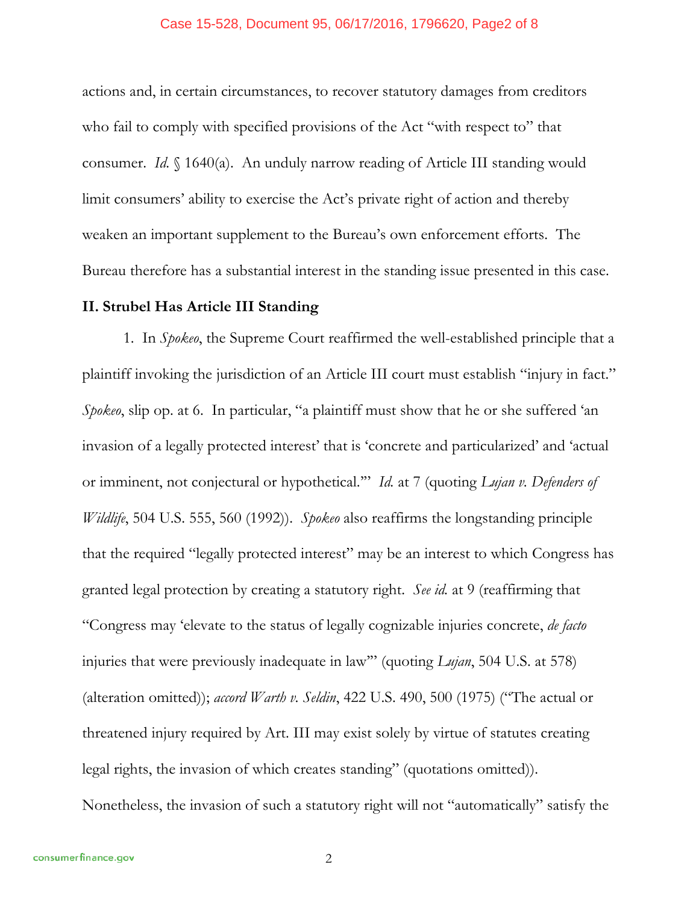actions and, in certain circumstances, to recover statutory damages from creditors who fail to comply with specified provisions of the Act "with respect to" that consumer. *Id.* § 1640(a). An unduly narrow reading of Article III standing would limit consumers' ability to exercise the Act's private right of action and thereby weaken an important supplement to the Bureau's own enforcement efforts. The Bureau therefore has a substantial interest in the standing issue presented in this case.

**II. Strubel Has Article III Standing**

1. In *Spokeo*, the Supreme Court reaffirmed the well-established principle that a plaintiff invoking the jurisdiction of an Article III court must establish "injury in fact." *Spokeo*, slip op. at 6. In particular, "a plaintiff must show that he or she suffered 'an invasion of a legally protected interest' that is 'concrete and particularized' and 'actual or imminent, not conjectural or hypothetical.'" *Id.* at 7 (quoting *Lujan v. Defenders of Wildlife*, 504 U.S. 555, 560 (1992)). *Spokeo* also reaffirms the longstanding principle that the required "legally protected interest" may be an interest to which Congress has granted legal protection by creating a statutory right. *See id.* at 9 (reaffirming that "Congress may 'elevate to the status of legally cognizable injuries concrete, *de facto* injuries that were previously inadequate in law'" (quoting *Lujan*, 504 U.S. at 578) (alteration omitted)); *accord Warth v. Seldin*, 422 U.S. 490, 500 (1975) ("The actual or threatened injury required by Art. III may exist solely by virtue of statutes creating legal rights, the invasion of which creates standing" (quotations omitted)). Nonetheless, the invasion of such a statutory right will not "automatically" satisfy the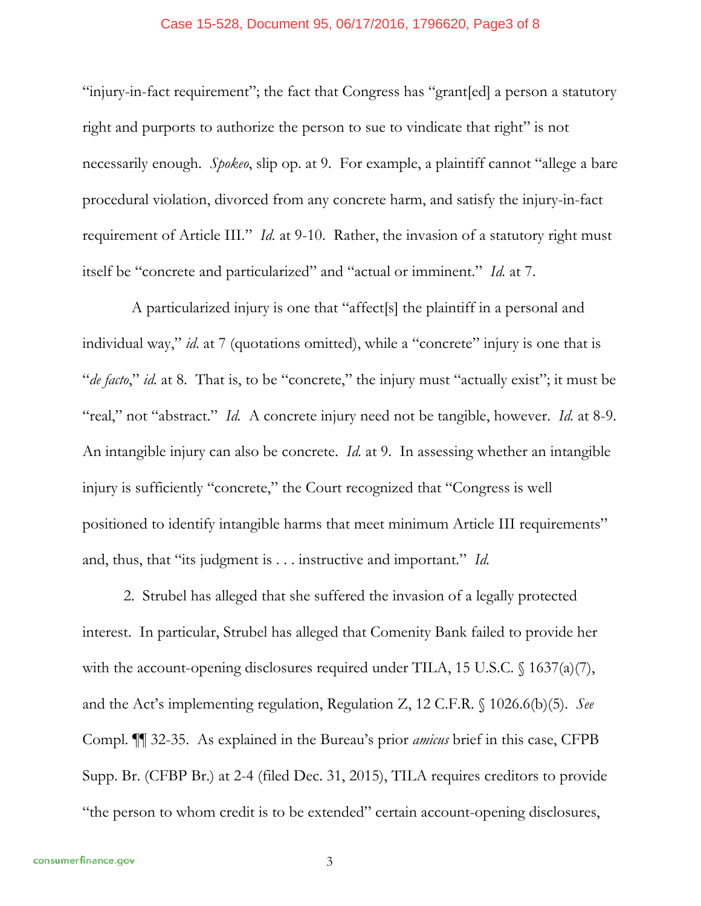"injury-in-fact requirement"; the fact that Congress has "grant[ed] a person a statutory right and purports to authorize the person to sue to vindicate that right" is not necessarily enough. *Spokeo*, slip op. at 9. For example, a plaintiff cannot "allege a bare procedural violation, divorced from any concrete harm, and satisfy the injury-in-fact requirement of Article III." *Id.* at 9-10. Rather, the invasion of a statutory right must itself be "concrete and particularized" and "actual or imminent." *Id.* at 7.

A particularized injury is one that "affect[s] the plaintiff in a personal and individual way," *id.* at 7 (quotations omitted), while a "concrete" injury is one that is "*de facto*," *id.* at 8. That is, to be "concrete," the injury must "actually exist"; it must be "real," not "abstract." *Id.* A concrete injury need not be tangible, however. *Id.* at 8-9. An intangible injury can also be concrete. *Id.* at 9. In assessing whether an intangible injury is sufficiently "concrete," the Court recognized that "Congress is well positioned to identify intangible harms that meet minimum Article III requirements" and, thus, that "its judgment is . . . instructive and important." *Id.*

2. Strubel has alleged that she suffered the invasion of a legally protected interest. In particular, Strubel has alleged that Comenity Bank failed to provide her with the account-opening disclosures required under TILA, 15 U.S.C. § 1637(a)(7), and the Act's implementing regulation, Regulation Z, 12 C.F.R. § 1026.6(b)(5). *See* Compl. ¶¶ 32-35. As explained in the Bureau's prior *amicus* brief in this case, CFPB Supp. Br. (CFBP Br.) at 2-4 (filed Dec. 31, 2015), TILA requires creditors to provide "the person to whom credit is to be extended" certain account-opening disclosures,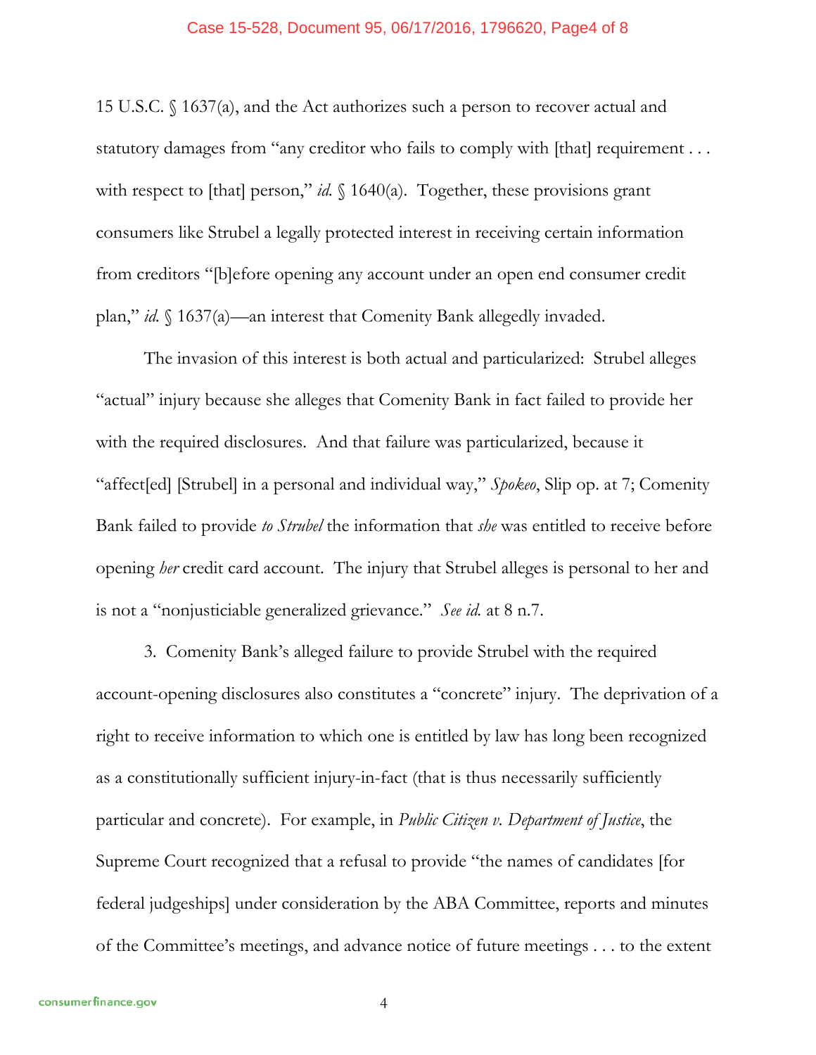15 U.S.C. § 1637(a), and the Act authorizes such a person to recover actual and statutory damages from "any creditor who fails to comply with [that] requirement . . . with respect to [that] person," *id.* § 1640(a). Together, these provisions grant consumers like Strubel a legally protected interest in receiving certain information from creditors "[b]efore opening any account under an open end consumer credit plan," *id.* § 1637(a)—an interest that Comenity Bank allegedly invaded.

The invasion of this interest is both actual and particularized: Strubel alleges "actual" injury because she alleges that Comenity Bank in fact failed to provide her with the required disclosures. And that failure was particularized, because it "affect[ed] [Strubel] in a personal and individual way," *Spokeo*, Slip op. at 7; Comenity Bank failed to provide *to Strubel* the information that *she* was entitled to receive before opening *her* credit card account. The injury that Strubel alleges is personal to her and is not a "nonjusticiable generalized grievance." *See id.* at 8 n.7.

3. Comenity Bank's alleged failure to provide Strubel with the required account-opening disclosures also constitutes a "concrete" injury. The deprivation of a right to receive information to which one is entitled by law has long been recognized as a constitutionally sufficient injury-in-fact (that is thus necessarily sufficiently particular and concrete). For example, in *Public Citizen v. Department of Justice*, the Supreme Court recognized that a refusal to provide "the names of candidates [for federal judgeships] under consideration by the ABA Committee, reports and minutes of the Committee's meetings, and advance notice of future meetings . . . to the extent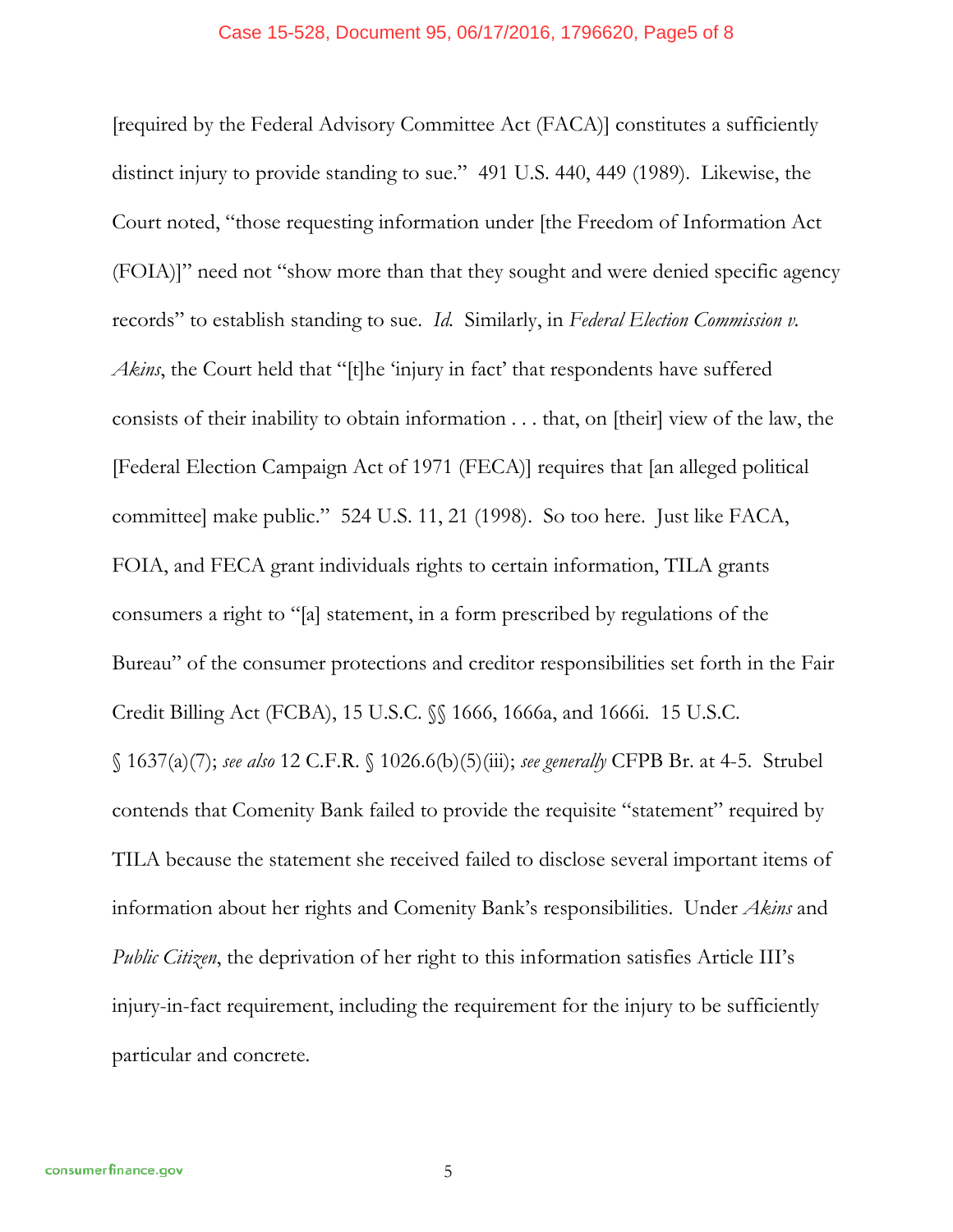[required by the Federal Advisory Committee Act (FACA)] constitutes a sufficiently distinct injury to provide standing to sue." 491 U.S. 440, 449 (1989). Likewise, the Court noted, "those requesting information under [the Freedom of Information Act (FOIA)]" need not "show more than that they sought and were denied specific agency records" to establish standing to sue. *Id.* Similarly, in *Federal Election Commission v. Akins*, the Court held that "[t]he 'injury in fact' that respondents have suffered consists of their inability to obtain information . . . that, on [their] view of the law, the [Federal Election Campaign Act of 1971 (FECA)] requires that [an alleged political committee] make public." 524 U.S. 11, 21 (1998). So too here. Just like FACA, FOIA, and FECA grant individuals rights to certain information, TILA grants consumers a right to "[a] statement, in a form prescribed by regulations of the Bureau" of the consumer protections and creditor responsibilities set forth in the Fair Credit Billing Act (FCBA), 15 U.S.C. §§ 1666, 1666a, and 1666i. 15 U.S.C. § 1637(a)(7); *see also* 12 C.F.R. § 1026.6(b)(5)(iii); *see generally* CFPB Br. at 4-5. Strubel contends that Comenity Bank failed to provide the requisite "statement" required by TILA because the statement she received failed to disclose several important items of information about her rights and Comenity Bank's responsibilities. Under *Akins* and *Public Citizen*, the deprivation of her right to this information satisfies Article III's injury-in-fact requirement, including the requirement for the injury to be sufficiently particular and concrete.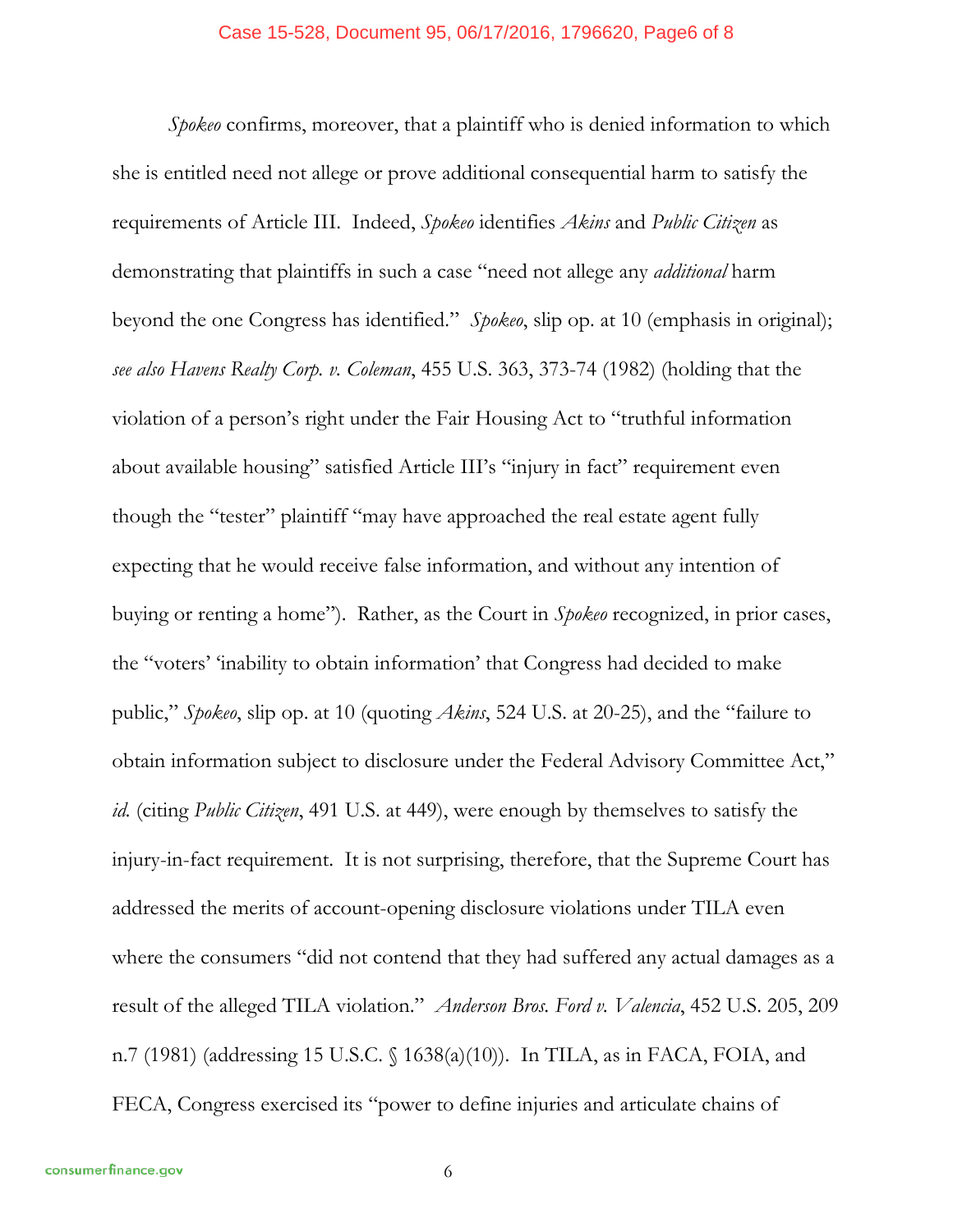*Spokeo* confirms, moreover, that a plaintiff who is denied information to which she is entitled need not allege or prove additional consequential harm to satisfy the requirements of Article III. Indeed, *Spokeo* identifies *Akins* and *Public Citizen* as demonstrating that plaintiffs in such a case "need not allege any *additional* harm beyond the one Congress has identified." *Spokeo*, slip op. at 10 (emphasis in original); *see also Havens Realty Corp. v. Coleman*, 455 U.S. 363, 373-74 (1982) (holding that the violation of a person's right under the Fair Housing Act to "truthful information about available housing" satisfied Article III's "injury in fact" requirement even though the "tester" plaintiff "may have approached the real estate agent fully expecting that he would receive false information, and without any intention of buying or renting a home"). Rather, as the Court in *Spokeo* recognized, in prior cases, the "voters' 'inability to obtain information' that Congress had decided to make public," *Spokeo*, slip op. at 10 (quoting *Akins*, 524 U.S. at 20-25), and the "failure to obtain information subject to disclosure under the Federal Advisory Committee Act," *id.* (citing *Public Citizen*, 491 U.S. at 449), were enough by themselves to satisfy the injury-in-fact requirement. It is not surprising, therefore, that the Supreme Court has addressed the merits of account-opening disclosure violations under TILA even where the consumers "did not contend that they had suffered any actual damages as a result of the alleged TILA violation." *Anderson Bros. Ford v. Valencia*, 452 U.S. 205, 209 n.7 (1981) (addressing 15 U.S.C. § 1638(a)(10)). In TILA, as in FACA, FOIA, and FECA, Congress exercised its "power to define injuries and articulate chains of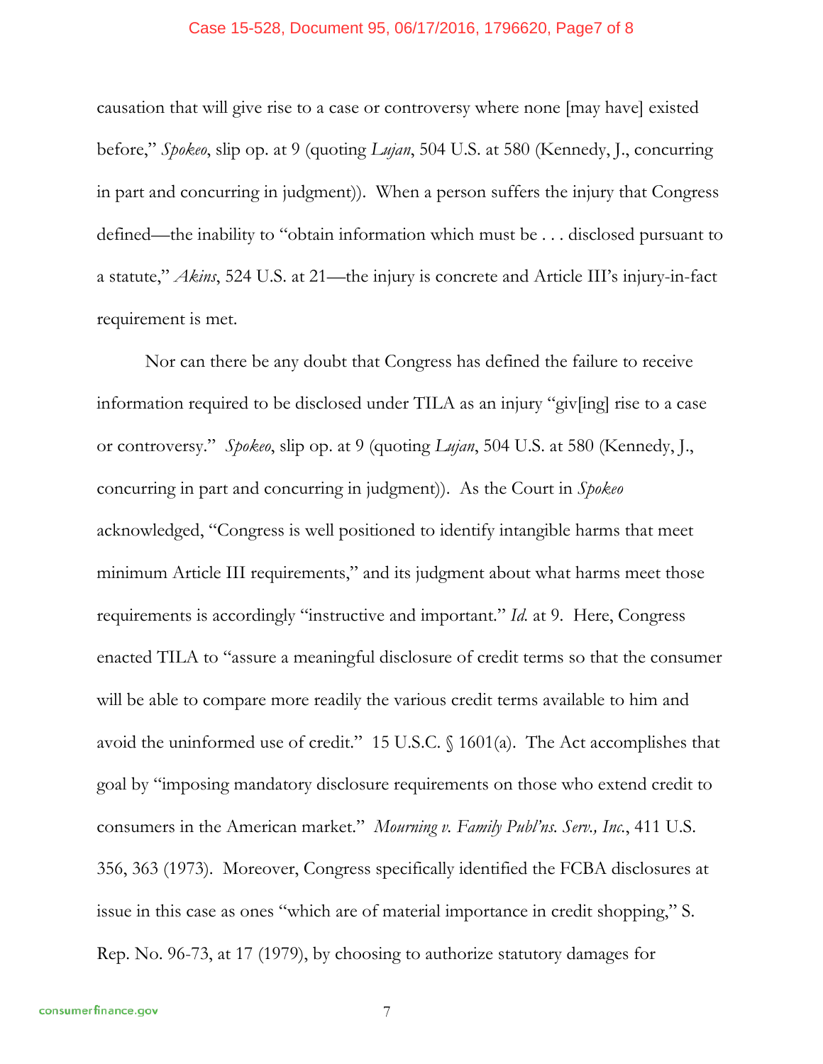causation that will give rise to a case or controversy where none [may have] existed before," *Spokeo*, slip op. at 9 (quoting *Lujan*, 504 U.S. at 580 (Kennedy, J., concurring in part and concurring in judgment)). When a person suffers the injury that Congress defined—the inability to "obtain information which must be . . . disclosed pursuant to a statute," *Akins*, 524 U.S. at 21—the injury is concrete and Article III's injury-in-fact requirement is met.

Nor can there be any doubt that Congress has defined the failure to receive information required to be disclosed under TILA as an injury "giv[ing] rise to a case or controversy." *Spokeo*, slip op. at 9 (quoting *Lujan*, 504 U.S. at 580 (Kennedy, J., concurring in part and concurring in judgment)). As the Court in *Spokeo* acknowledged, "Congress is well positioned to identify intangible harms that meet minimum Article III requirements," and its judgment about what harms meet those requirements is accordingly "instructive and important." *Id.* at 9. Here, Congress enacted TILA to "assure a meaningful disclosure of credit terms so that the consumer will be able to compare more readily the various credit terms available to him and avoid the uninformed use of credit." 15 U.S.C. § 1601(a). The Act accomplishes that goal by "imposing mandatory disclosure requirements on those who extend credit to consumers in the American market." *Mourning v. Family Publ'ns. Serv., Inc.*, 411 U.S. 356, 363 (1973). Moreover, Congress specifically identified the FCBA disclosures at issue in this case as ones "which are of material importance in credit shopping," S. Rep. No. 96-73, at 17 (1979), by choosing to authorize statutory damages for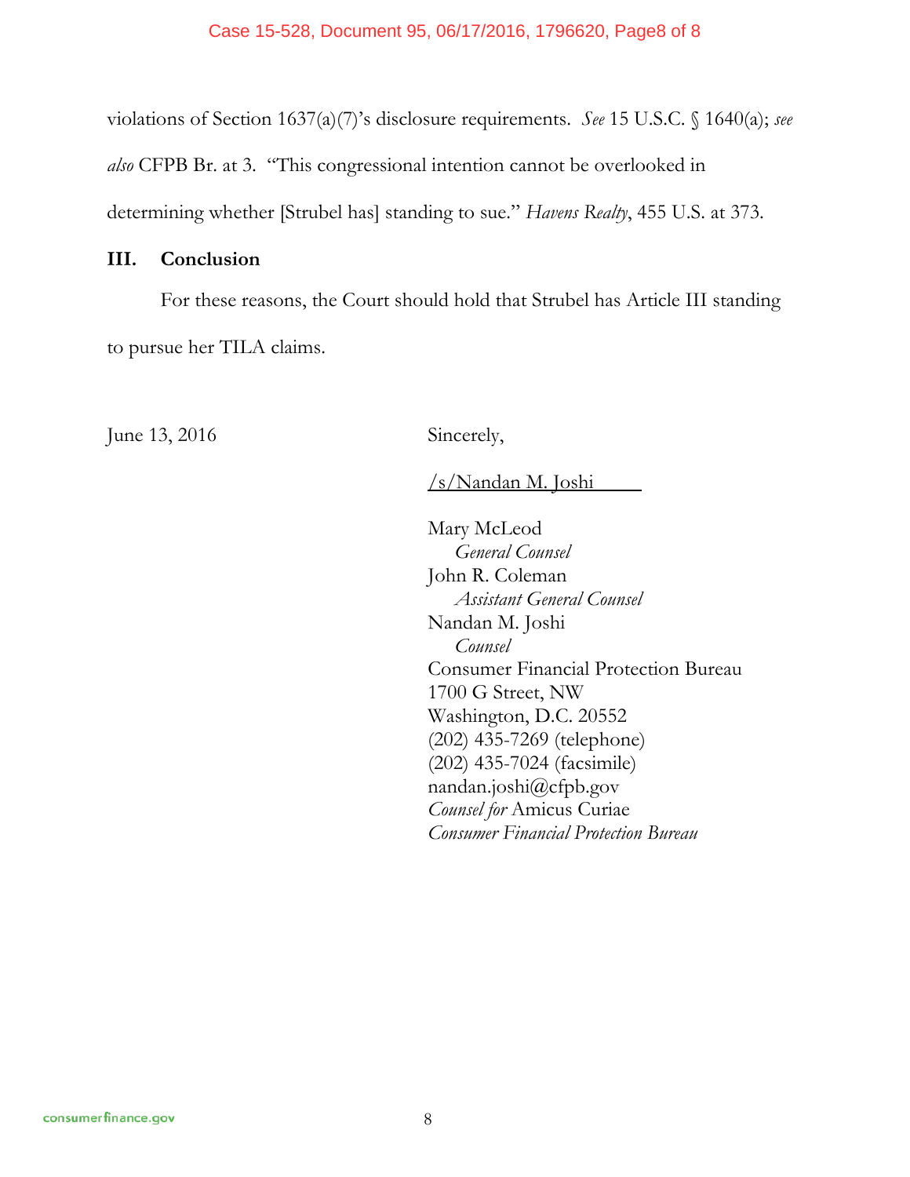violations of Section 1637(a)(7)'s disclosure requirements. *See* 15 U.S.C. § 1640(a); *see also* CFPB Br. at 3. "This congressional intention cannot be overlooked in determining whether [Strubel has] standing to sue." *Havens Realty*, 455 U.S. at 373.

## III. Conclusion

For these reasons, the Court should hold that Strubel has Article III standing to pursue her TILA claims.

June 13, 2016

Sincerely,

/s/Nandan M. Joshi

Mary McLeod
*General Counsel*
John R. Coleman
*Assistant General Counsel*
Nandan M. Joshi
*Counsel*
Consumer Financial Protection Bureau
1700 G Street, NW
Washington, D.C. 20552
(202) 435-7269 (telephone)
(202) 435-7024 (facsimile)
nandan.joshi@cfpb.gov
*Counsel for* Amicus Curiae
*Consumer Financial Protection Bureau*